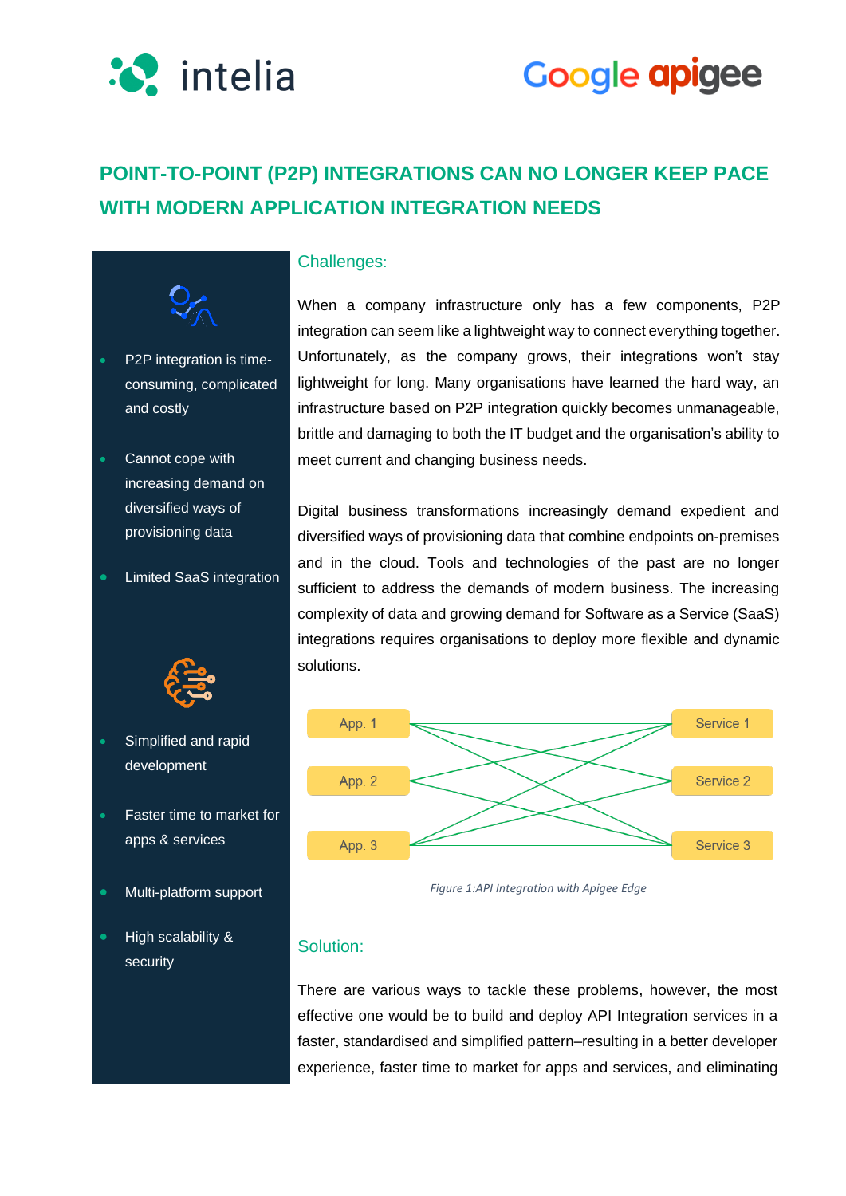intelia

Google apigee

# POINT-TO-POINT (P2P) INTEGRATIONS CAN NO LONGER KEEP PACE WITH MODERN APPLICATION INTEGRATION NEEDS

- P2P integration is time-consuming, complicated and costly
- Cannot cope with increasing demand on diversified ways of provisioning data
- Limited SaaS integration

- Simplified and rapid development
- Faster time to market for apps & services
- Multi-platform support
- High scalability & security

## Challenges:

When a company infrastructure only has a few components, P2P integration can seem like a lightweight way to connect everything together. Unfortunately, as the company grows, their integrations won't stay lightweight for long. Many organisations have learned the hard way, an infrastructure based on P2P integration quickly becomes unmanageable, brittle and damaging to both the IT budget and the organisation's ability to meet current and changing business needs.

Digital business transformations increasingly demand expedient and diversified ways of provisioning data that combine endpoints on-premises and in the cloud. Tools and technologies of the past are no longer sufficient to address the demands of modern business. The increasing complexity of data and growing demand for Software as a Service (SaaS) integrations requires organisations to deploy more flexible and dynamic solutions.

App. 1 | App. 2 | App. 3 | Service 1 | Service 2 | Service 3

*Figure 1:API Integration with Apigee Edge*

## Solution:

There are various ways to tackle these problems, however, the most effective one would be to build and deploy API Integration services in a faster, standardised and simplified pattern–resulting in a better developer experience, faster time to market for apps and services, and eliminating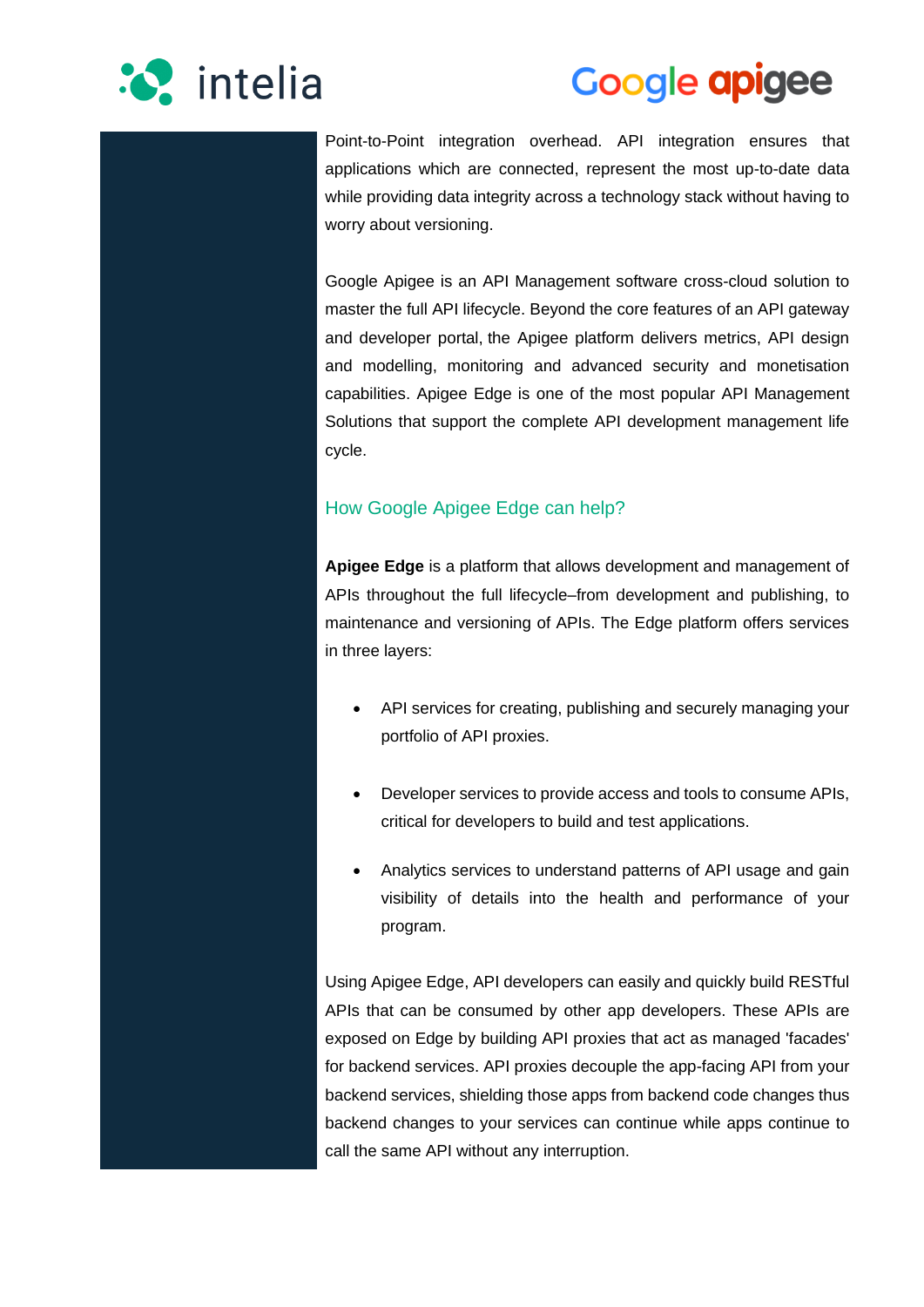Point-to-Point integration overhead. API integration ensures that applications which are connected, represent the most up-to-date data while providing data integrity across a technology stack without having to worry about versioning.

Google Apigee is an API Management software cross-cloud solution to master the full API lifecycle. Beyond the core features of an API gateway and developer portal, the Apigee platform delivers metrics, API design and modelling, monitoring and advanced security and monetisation capabilities. Apigee Edge is one of the most popular API Management Solutions that support the complete API development management life cycle.

## How Google Apigee Edge can help?

**Apigee Edge** is a platform that allows development and management of APIs throughout the full lifecycle–from development and publishing, to maintenance and versioning of APIs. The Edge platform offers services in three layers:

- API services for creating, publishing and securely managing your portfolio of API proxies.
- Developer services to provide access and tools to consume APIs, critical for developers to build and test applications.
- Analytics services to understand patterns of API usage and gain visibility of details into the health and performance of your program.

Using Apigee Edge, API developers can easily and quickly build RESTful APIs that can be consumed by other app developers. These APIs are exposed on Edge by building API proxies that act as managed 'facades' for backend services. API proxies decouple the app-facing API from your backend services, shielding those apps from backend code changes thus backend changes to your services can continue while apps continue to call the same API without any interruption.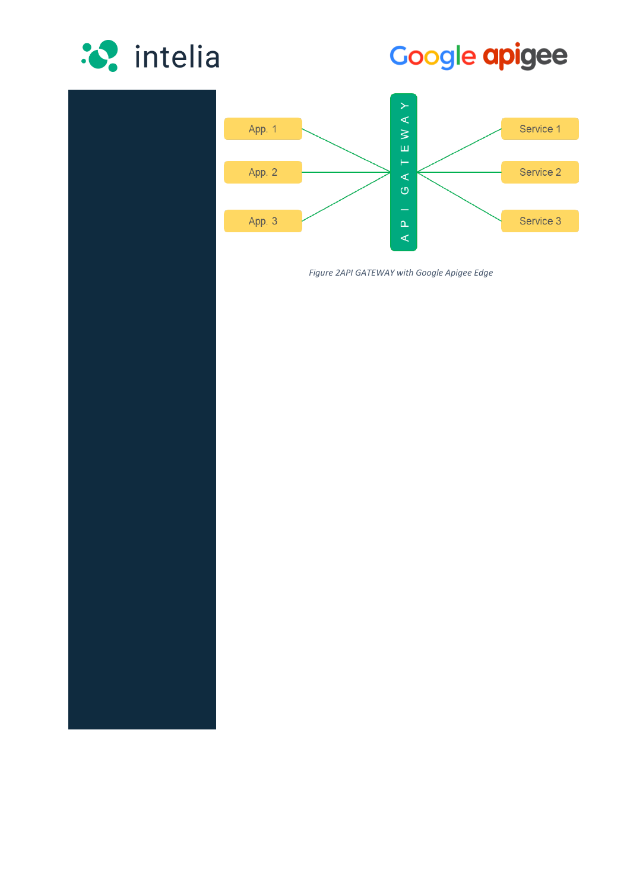App. 1

App. 2

App. 3

API GATEWAY

Service 1

Service 2

Service 3

*Figure 2API GATEWAY with Google Apigee Edge*